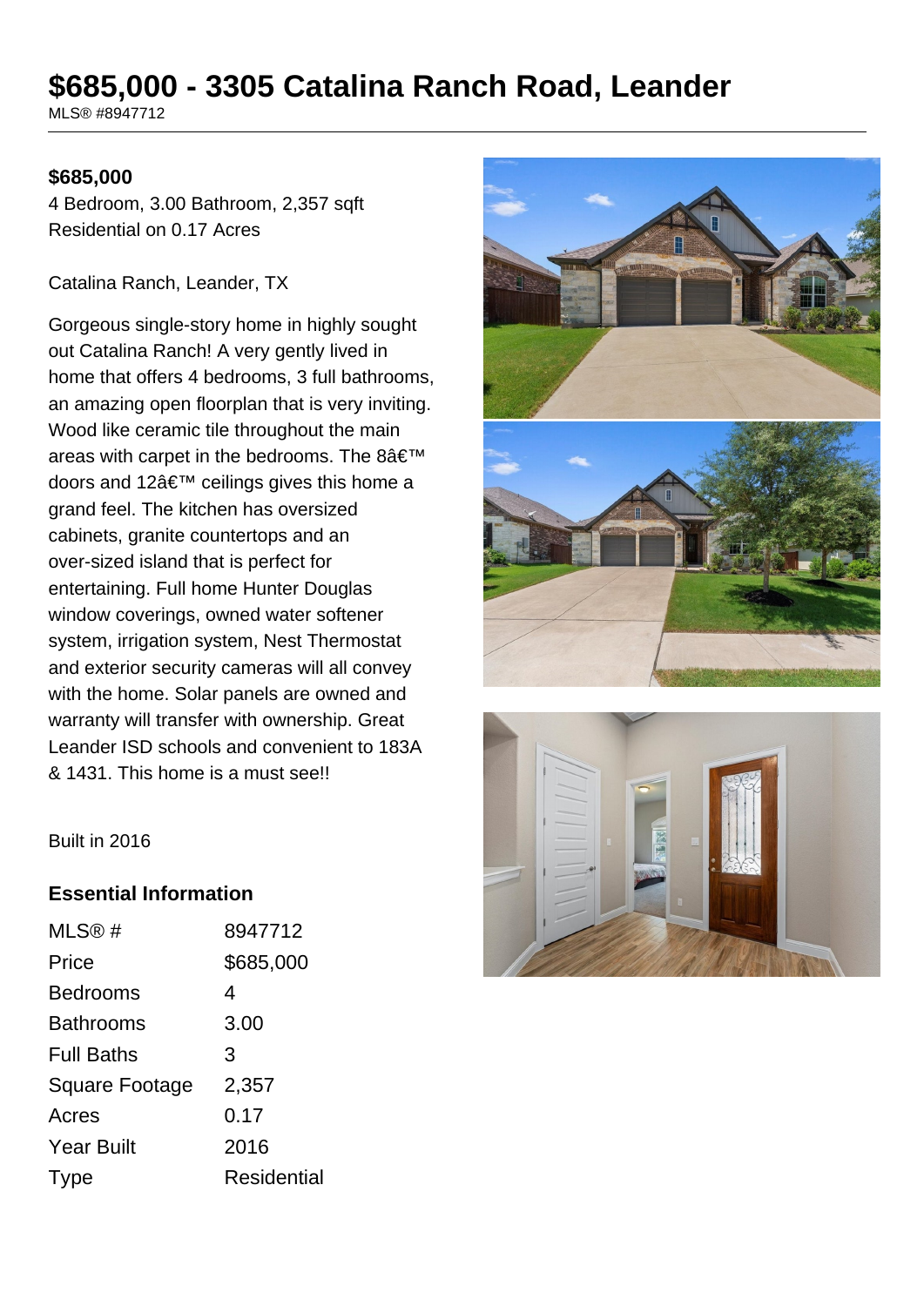# $685,000 - 3305 Catalina Ranch Road, Leander

MLS® #8947712

**$685,000**

4 Bedroom, 3.00 Bathroom, 2,357 sqft
Residential on 0.17 Acres

Catalina Ranch, Leander, TX

Gorgeous single-story home in highly sought out Catalina Ranch! A very gently lived in home that offers 4 bedrooms, 3 full bathrooms, an amazing open floorplan that is very inviting. Wood like ceramic tile throughout the main areas with carpet in the bedrooms. The 8â€™ doors and 12â€™ ceilings gives this home a grand feel. The kitchen has oversized cabinets, granite countertops and an over-sized island that is perfect for entertaining. Full home Hunter Douglas window coverings, owned water softener system, irrigation system, Nest Thermostat and exterior security cameras will all convey with the home. Solar panels are owned and warranty will transfer with ownership. Great Leander ISD schools and convenient to 183A & 1431. This home is a must see!!

Built in 2016

## Essential Information

| | |
|---|---|
| MLS® # | 8947712 |
| Price | $685,000 |
| Bedrooms | 4 |
| Bathrooms | 3.00 |
| Full Baths | 3 |
| Square Footage | 2,357 |
| Acres | 0.17 |
| Year Built | 2016 |
| Type | Residential |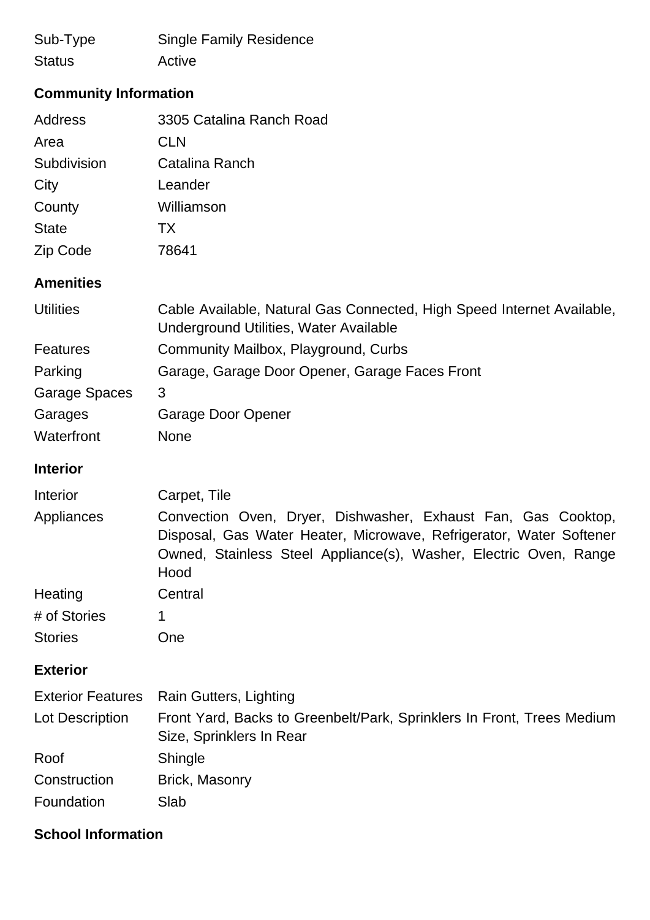| | |
|---|---|
| Sub-Type | Single Family Residence |
| Status | Active |

### Community Information

| | |
|---|---|
| Address | 3305 Catalina Ranch Road |
| Area | CLN |
| Subdivision | Catalina Ranch |
| City | Leander |
| County | Williamson |
| State | TX |
| Zip Code | 78641 |

### Amenities

| | |
|---|---|
| Utilities | Cable Available, Natural Gas Connected, High Speed Internet Available, Underground Utilities, Water Available |
| Features | Community Mailbox, Playground, Curbs |
| Parking | Garage, Garage Door Opener, Garage Faces Front |
| Garage Spaces | 3 |
| Garages | Garage Door Opener |
| Waterfront | None |

### Interior

| | |
|---|---|
| Interior | Carpet, Tile |
| Appliances | Convection Oven, Dryer, Dishwasher, Exhaust Fan, Gas Cooktop, Disposal, Gas Water Heater, Microwave, Refrigerator, Water Softener Owned, Stainless Steel Appliance(s), Washer, Electric Oven, Range Hood |
| Heating | Central |
| # of Stories | 1 |
| Stories | One |

### Exterior

| | |
|---|---|
| Exterior Features | Rain Gutters, Lighting |
| Lot Description | Front Yard, Backs to Greenbelt/Park, Sprinklers In Front, Trees Medium Size, Sprinklers In Rear |
| Roof | Shingle |
| Construction | Brick, Masonry |
| Foundation | Slab |

### School Information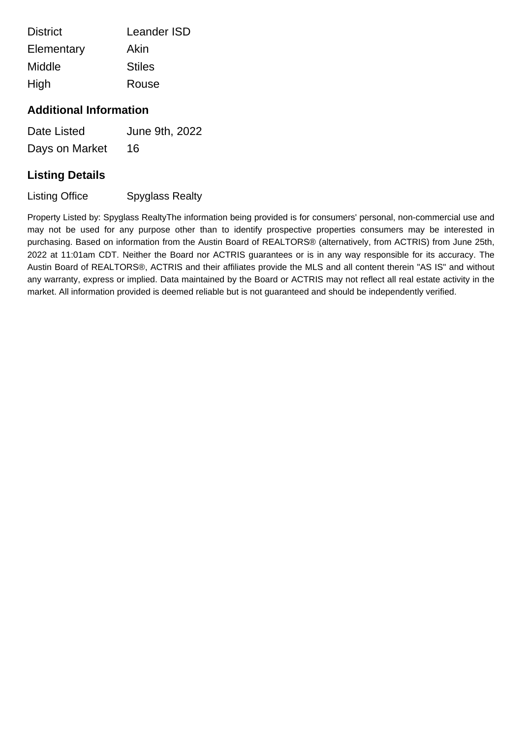| | |
|---|---|
| District | Leander ISD |
| Elementary | Akin |
| Middle | Stiles |
| High | Rouse |

### Additional Information

| | |
|---|---|
| Date Listed | June 9th, 2022 |
| Days on Market | 16 |

### Listing Details

| | |
|---|---|
| Listing Office | Spyglass Realty |

Property Listed by: Spyglass RealtyThe information being provided is for consumers' personal, non-commercial use and may not be used for any purpose other than to identify prospective properties consumers may be interested in purchasing. Based on information from the Austin Board of REALTORS® (alternatively, from ACTRIS) from June 25th, 2022 at 11:01am CDT. Neither the Board nor ACTRIS guarantees or is in any way responsible for its accuracy. The Austin Board of REALTORS®, ACTRIS and their affiliates provide the MLS and all content therein "AS IS" and without any warranty, express or implied. Data maintained by the Board or ACTRIS may not reflect all real estate activity in the market. All information provided is deemed reliable but is not guaranteed and should be independently verified.